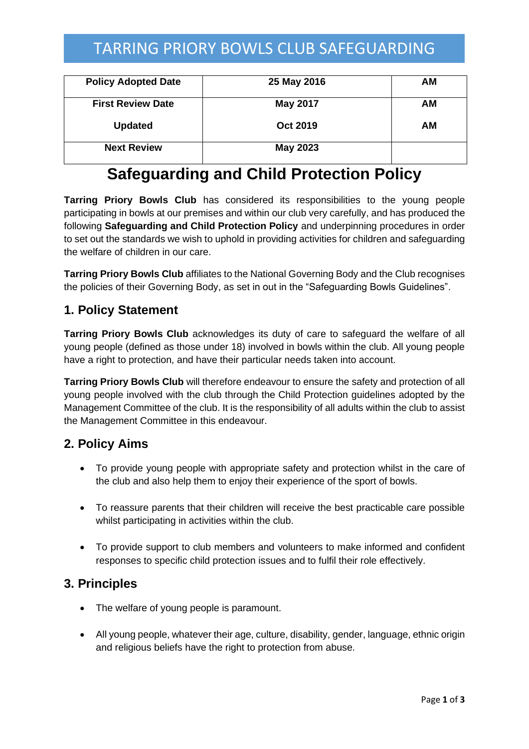# TARRING PRIORY BOWLS CLUB SAFEGUARDING

| Policy Adopted Date | 25 May 2016 | AM |
| --- | --- | --- |
| First Review Date | May 2017 | AM |
| Updated | Oct 2019 | AM |
| Next Review | May 2023 | |

# Safeguarding and Child Protection Policy

**Tarring Priory Bowls Club** has considered its responsibilities to the young people participating in bowls at our premises and within our club very carefully, and has produced the following **Safeguarding and Child Protection Policy** and underpinning procedures in order to set out the standards we wish to uphold in providing activities for children and safeguarding the welfare of children in our care.

**Tarring Priory Bowls Club** affiliates to the National Governing Body and the Club recognises the policies of their Governing Body, as set in out in the "Safeguarding Bowls Guidelines".

## 1. Policy Statement

**Tarring Priory Bowls Club** acknowledges its duty of care to safeguard the welfare of all young people (defined as those under 18) involved in bowls within the club. All young people have a right to protection, and have their particular needs taken into account.

**Tarring Priory Bowls Club** will therefore endeavour to ensure the safety and protection of all young people involved with the club through the Child Protection guidelines adopted by the Management Committee of the club. It is the responsibility of all adults within the club to assist the Management Committee in this endeavour.

## 2. Policy Aims

- To provide young people with appropriate safety and protection whilst in the care of the club and also help them to enjoy their experience of the sport of bowls.
- To reassure parents that their children will receive the best practicable care possible whilst participating in activities within the club.
- To provide support to club members and volunteers to make informed and confident responses to specific child protection issues and to fulfil their role effectively.

## 3. Principles

- The welfare of young people is paramount.
- All young people, whatever their age, culture, disability, gender, language, ethnic origin and religious beliefs have the right to protection from abuse.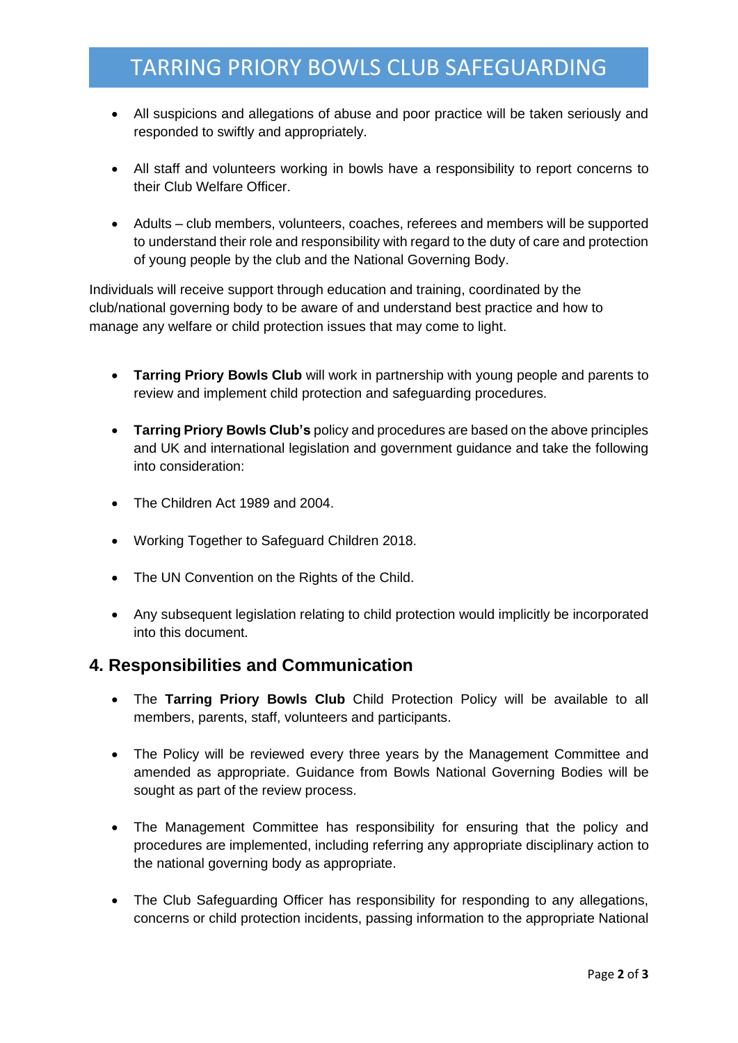- All suspicions and allegations of abuse and poor practice will be taken seriously and responded to swiftly and appropriately.

- All staff and volunteers working in bowls have a responsibility to report concerns to their Club Welfare Officer.

- Adults – club members, volunteers, coaches, referees and members will be supported to understand their role and responsibility with regard to the duty of care and protection of young people by the club and the National Governing Body.

Individuals will receive support through education and training, coordinated by the club/national governing body to be aware of and understand best practice and how to manage any welfare or child protection issues that may come to light.

- **Tarring Priory Bowls Club** will work in partnership with young people and parents to review and implement child protection and safeguarding procedures.

- **Tarring Priory Bowls Club's** policy and procedures are based on the above principles and UK and international legislation and government guidance and take the following into consideration:

- The Children Act 1989 and 2004.

- Working Together to Safeguard Children 2018.

- The UN Convention on the Rights of the Child.

- Any subsequent legislation relating to child protection would implicitly be incorporated into this document.

## 4. Responsibilities and Communication

- The **Tarring Priory Bowls Club** Child Protection Policy will be available to all members, parents, staff, volunteers and participants.

- The Policy will be reviewed every three years by the Management Committee and amended as appropriate. Guidance from Bowls National Governing Bodies will be sought as part of the review process.

- The Management Committee has responsibility for ensuring that the policy and procedures are implemented, including referring any appropriate disciplinary action to the national governing body as appropriate.

- The Club Safeguarding Officer has responsibility for responding to any allegations, concerns or child protection incidents, passing information to the appropriate National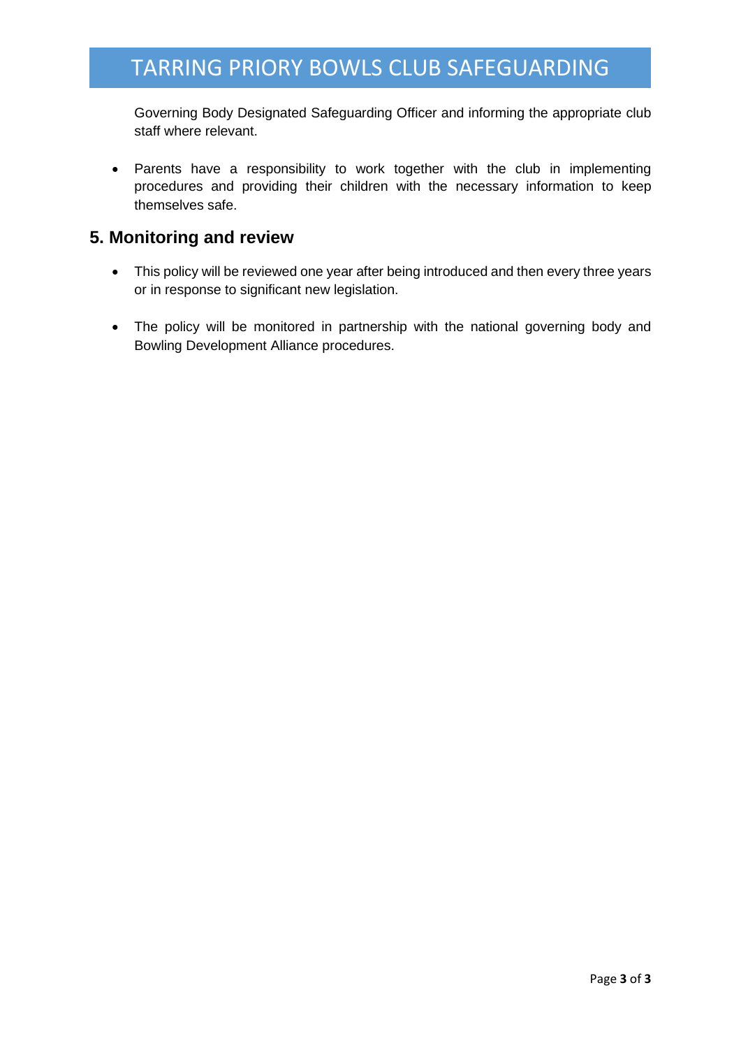Governing Body Designated Safeguarding Officer and informing the appropriate club staff where relevant.

- Parents have a responsibility to work together with the club in implementing procedures and providing their children with the necessary information to keep themselves safe.

## 5. Monitoring and review

- This policy will be reviewed one year after being introduced and then every three years or in response to significant new legislation.

- The policy will be monitored in partnership with the national governing body and Bowling Development Alliance procedures.